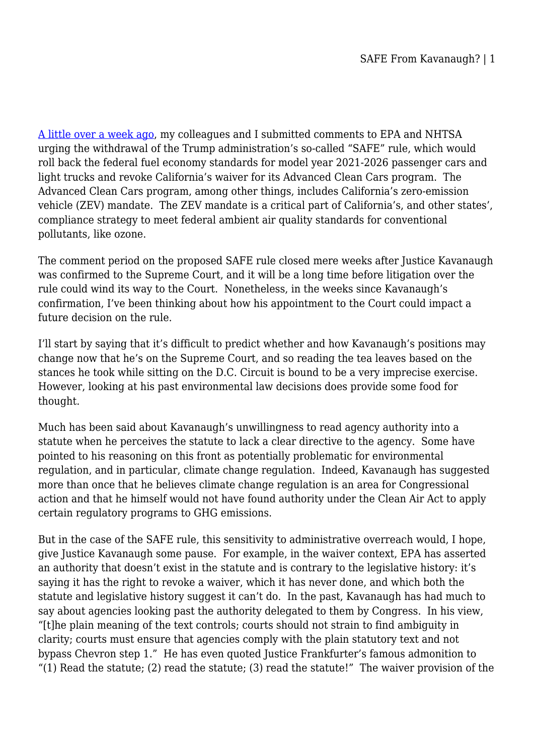[A little over a week ago](), my colleagues and I submitted comments to EPA and NHTSA urging the withdrawal of the Trump administration's so-called "SAFE" rule, which would roll back the federal fuel economy standards for model year 2021-2026 passenger cars and light trucks and revoke California's waiver for its Advanced Clean Cars program. The Advanced Clean Cars program, among other things, includes California's zero-emission vehicle (ZEV) mandate. The ZEV mandate is a critical part of California's, and other states', compliance strategy to meet federal ambient air quality standards for conventional pollutants, like ozone.

The comment period on the proposed SAFE rule closed mere weeks after Justice Kavanaugh was confirmed to the Supreme Court, and it will be a long time before litigation over the rule could wind its way to the Court. Nonetheless, in the weeks since Kavanaugh's confirmation, I've been thinking about how his appointment to the Court could impact a future decision on the rule.

I'll start by saying that it's difficult to predict whether and how Kavanaugh's positions may change now that he's on the Supreme Court, and so reading the tea leaves based on the stances he took while sitting on the D.C. Circuit is bound to be a very imprecise exercise. However, looking at his past environmental law decisions does provide some food for thought.

Much has been said about Kavanaugh's unwillingness to read agency authority into a statute when he perceives the statute to lack a clear directive to the agency. Some have pointed to his reasoning on this front as potentially problematic for environmental regulation, and in particular, climate change regulation. Indeed, Kavanaugh has suggested more than once that he believes climate change regulation is an area for Congressional action and that he himself would not have found authority under the Clean Air Act to apply certain regulatory programs to GHG emissions.

But in the case of the SAFE rule, this sensitivity to administrative overreach would, I hope, give Justice Kavanaugh some pause. For example, in the waiver context, EPA has asserted an authority that doesn't exist in the statute and is contrary to the legislative history: it's saying it has the right to revoke a waiver, which it has never done, and which both the statute and legislative history suggest it can't do. In the past, Kavanaugh has had much to say about agencies looking past the authority delegated to them by Congress. In his view, "[t]he plain meaning of the text controls; courts should not strain to find ambiguity in clarity; courts must ensure that agencies comply with the plain statutory text and not bypass Chevron step 1." He has even quoted Justice Frankfurter's famous admonition to "(1) Read the statute; (2) read the statute; (3) read the statute!" The waiver provision of the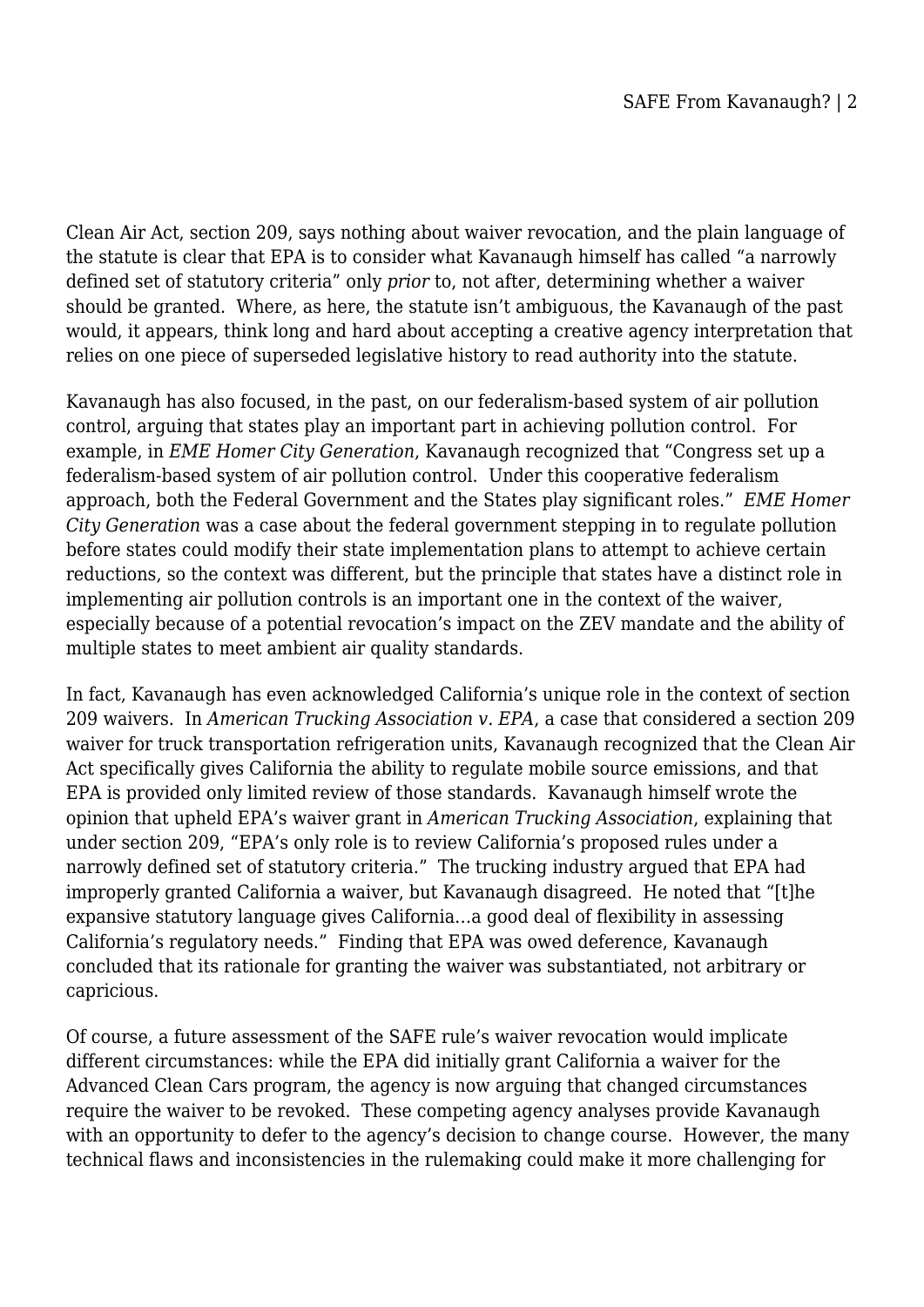Clean Air Act, section 209, says nothing about waiver revocation, and the plain language of the statute is clear that EPA is to consider what Kavanaugh himself has called "a narrowly defined set of statutory criteria" only *prior* to, not after, determining whether a waiver should be granted. Where, as here, the statute isn't ambiguous, the Kavanaugh of the past would, it appears, think long and hard about accepting a creative agency interpretation that relies on one piece of superseded legislative history to read authority into the statute.

Kavanaugh has also focused, in the past, on our federalism-based system of air pollution control, arguing that states play an important part in achieving pollution control. For example, in *EME Homer City Generation*, Kavanaugh recognized that "Congress set up a federalism-based system of air pollution control. Under this cooperative federalism approach, both the Federal Government and the States play significant roles." *EME Homer City Generation* was a case about the federal government stepping in to regulate pollution before states could modify their state implementation plans to attempt to achieve certain reductions, so the context was different, but the principle that states have a distinct role in implementing air pollution controls is an important one in the context of the waiver, especially because of a potential revocation's impact on the ZEV mandate and the ability of multiple states to meet ambient air quality standards.

In fact, Kavanaugh has even acknowledged California's unique role in the context of section 209 waivers. In *American Trucking Association v. EPA*, a case that considered a section 209 waiver for truck transportation refrigeration units, Kavanaugh recognized that the Clean Air Act specifically gives California the ability to regulate mobile source emissions, and that EPA is provided only limited review of those standards. Kavanaugh himself wrote the opinion that upheld EPA's waiver grant in *American Trucking Association*, explaining that under section 209, "EPA's only role is to review California's proposed rules under a narrowly defined set of statutory criteria." The trucking industry argued that EPA had improperly granted California a waiver, but Kavanaugh disagreed. He noted that "[t]he expansive statutory language gives California…a good deal of flexibility in assessing California's regulatory needs." Finding that EPA was owed deference, Kavanaugh concluded that its rationale for granting the waiver was substantiated, not arbitrary or capricious.

Of course, a future assessment of the SAFE rule's waiver revocation would implicate different circumstances: while the EPA did initially grant California a waiver for the Advanced Clean Cars program, the agency is now arguing that changed circumstances require the waiver to be revoked. These competing agency analyses provide Kavanaugh with an opportunity to defer to the agency's decision to change course. However, the many technical flaws and inconsistencies in the rulemaking could make it more challenging for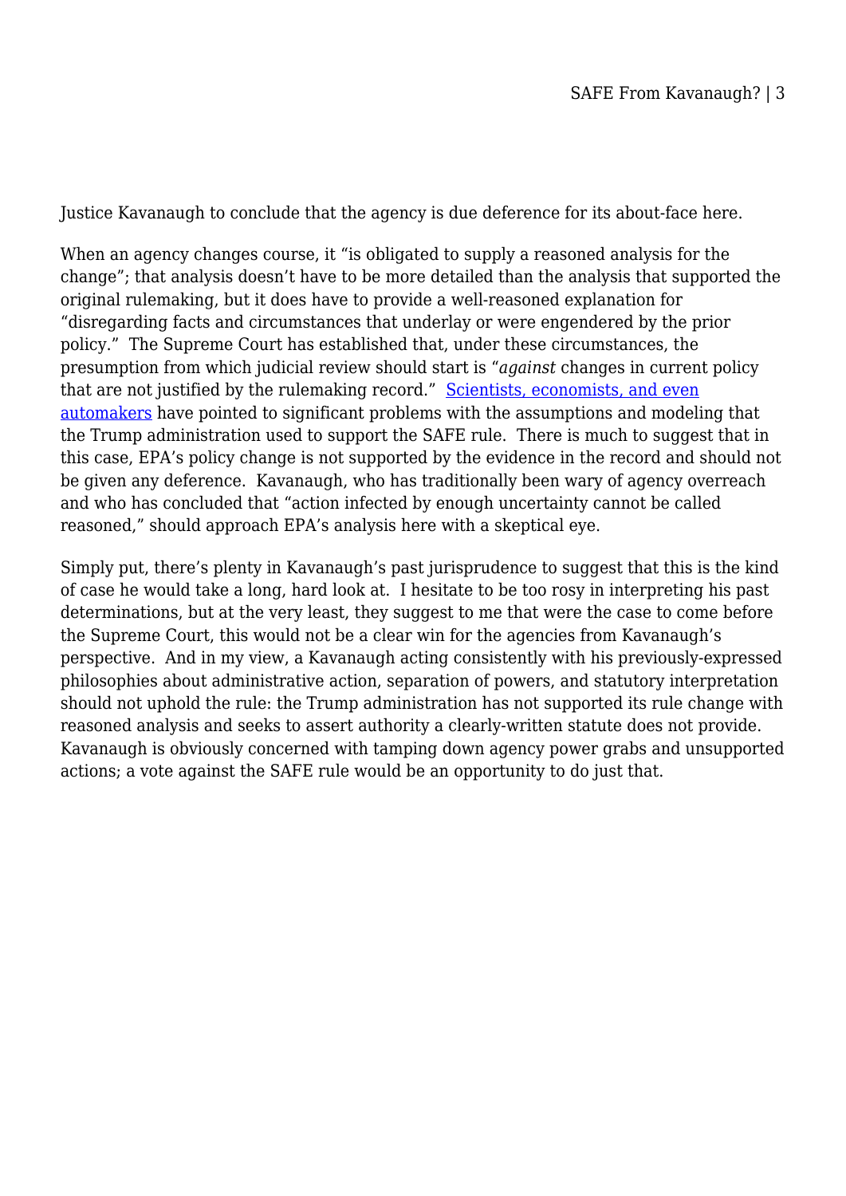Justice Kavanaugh to conclude that the agency is due deference for its about-face here.

When an agency changes course, it "is obligated to supply a reasoned analysis for the change"; that analysis doesn't have to be more detailed than the analysis that supported the original rulemaking, but it does have to provide a well-reasoned explanation for "disregarding facts and circumstances that underlay or were engendered by the prior policy." The Supreme Court has established that, under these circumstances, the presumption from which judicial review should start is "*against* changes in current policy that are not justified by the rulemaking record." Scientists, economists, and even automakers have pointed to significant problems with the assumptions and modeling that the Trump administration used to support the SAFE rule. There is much to suggest that in this case, EPA's policy change is not supported by the evidence in the record and should not be given any deference. Kavanaugh, who has traditionally been wary of agency overreach and who has concluded that "action infected by enough uncertainty cannot be called reasoned," should approach EPA's analysis here with a skeptical eye.

Simply put, there's plenty in Kavanaugh's past jurisprudence to suggest that this is the kind of case he would take a long, hard look at. I hesitate to be too rosy in interpreting his past determinations, but at the very least, they suggest to me that were the case to come before the Supreme Court, this would not be a clear win for the agencies from Kavanaugh's perspective. And in my view, a Kavanaugh acting consistently with his previously-expressed philosophies about administrative action, separation of powers, and statutory interpretation should not uphold the rule: the Trump administration has not supported its rule change with reasoned analysis and seeks to assert authority a clearly-written statute does not provide. Kavanaugh is obviously concerned with tamping down agency power grabs and unsupported actions; a vote against the SAFE rule would be an opportunity to do just that.